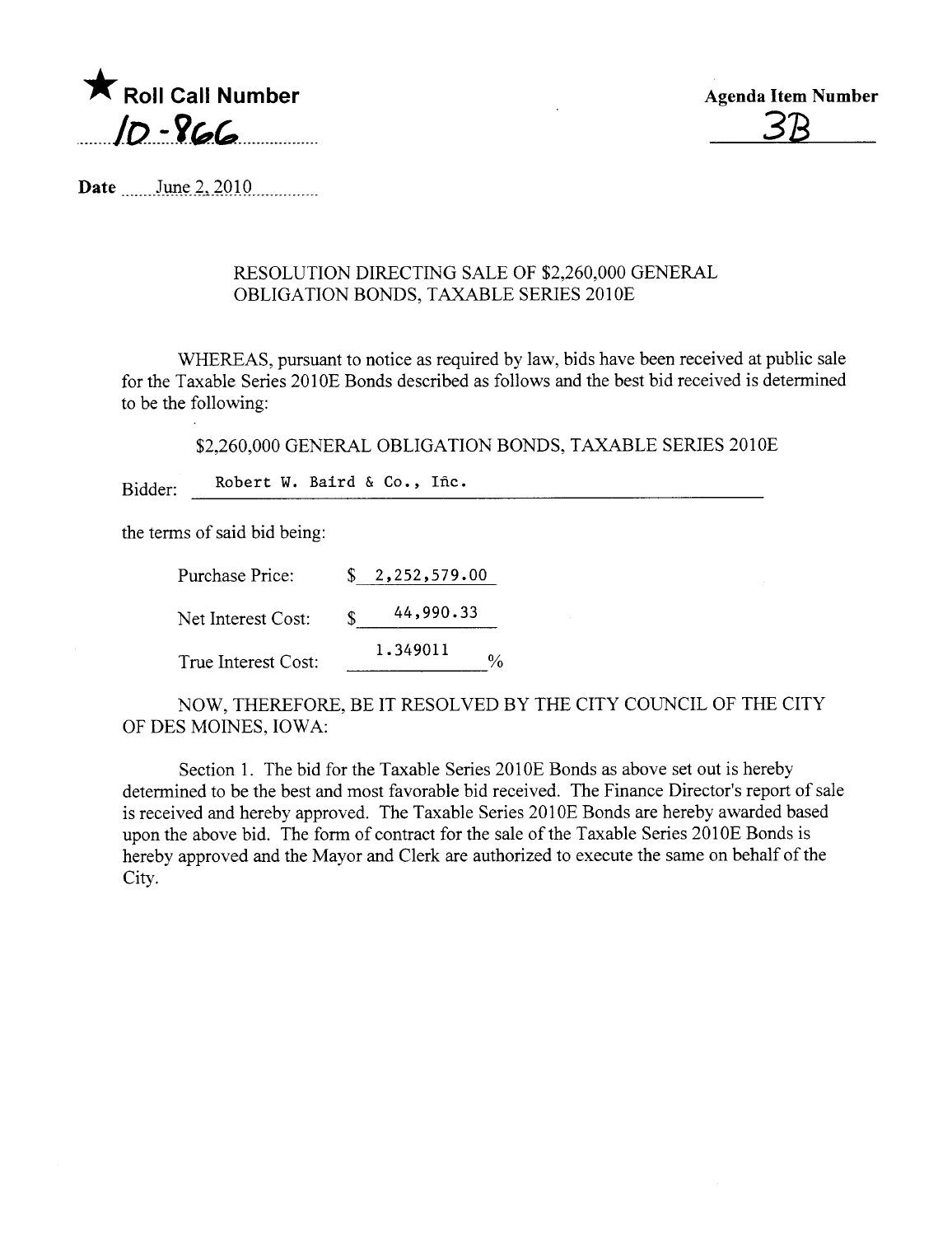★ **Roll Call Number**

10-866

**Agenda Item Number**

3B

**Date** June 2, 2010

RESOLUTION DIRECTING SALE OF $2,260,000 GENERAL OBLIGATION BONDS, TAXABLE SERIES 2010E

WHEREAS, pursuant to notice as required by law, bids have been received at public sale for the Taxable Series 2010E Bonds described as follows and the best bid received is determined to be the following:

$2,260,000 GENERAL OBLIGATION BONDS, TAXABLE SERIES 2010E

Bidder: Robert W. Baird & Co., Inc.

the terms of said bid being:

Purchase Price: $ 2,252,579.00

Net Interest Cost: $ 44,990.33

True Interest Cost: 1.349011 %

NOW, THEREFORE, BE IT RESOLVED BY THE CITY COUNCIL OF THE CITY OF DES MOINES, IOWA:

Section 1. The bid for the Taxable Series 2010E Bonds as above set out is hereby determined to be the best and most favorable bid received. The Finance Director's report of sale is received and hereby approved. The Taxable Series 2010E Bonds are hereby awarded based upon the above bid. The form of contract for the sale of the Taxable Series 2010E Bonds is hereby approved and the Mayor and Clerk are authorized to execute the same on behalf of the City.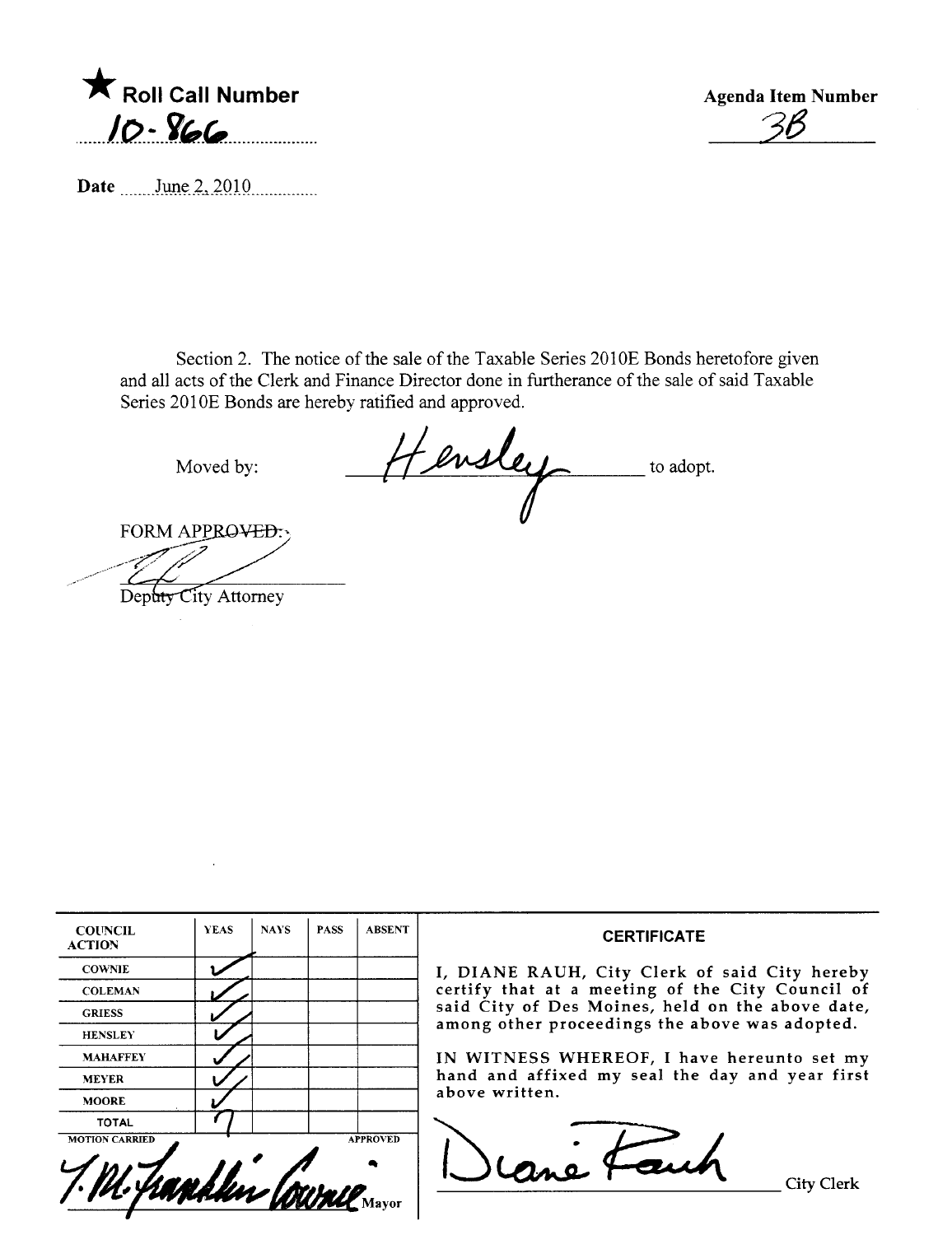★ **Roll Call Number**

10-866

**Agenda Item Number**

3B

**Date** June 2, 2010

Section 2. The notice of the sale of the Taxable Series 2010E Bonds heretofore given and all acts of the Clerk and Finance Director done in furtherance of the sale of said Taxable Series 2010E Bonds are hereby ratified and approved.

Moved by: Hensley to adopt.

FORM APPROVED:

Deputy City Attorney

| COUNCIL ACTION | YEAS | NAYS | PASS | ABSENT |
|---|---|---|---|---|
| COWNIE | ✓ | | | |
| COLEMAN | ✓ | | | |
| GRIESS | ✓ | | | |
| HENSLEY | ✓ | | | |
| MAHAFFEY | ✓ | | | |
| MEYER | ✓ | | | |
| MOORE | ✓ | | | |
| TOTAL | 7 | | | |

MOTION CARRIED APPROVED

T.M. Franklin Cownie, Mayor

**CERTIFICATE**

I, DIANE RAUH, City Clerk of said City hereby certify that at a meeting of the City Council of said City of Des Moines, held on the above date, among other proceedings the above was adopted.

IN WITNESS WHEREOF, I have hereunto set my hand and affixed my seal the day and year first above written.

Diane Rauh, City Clerk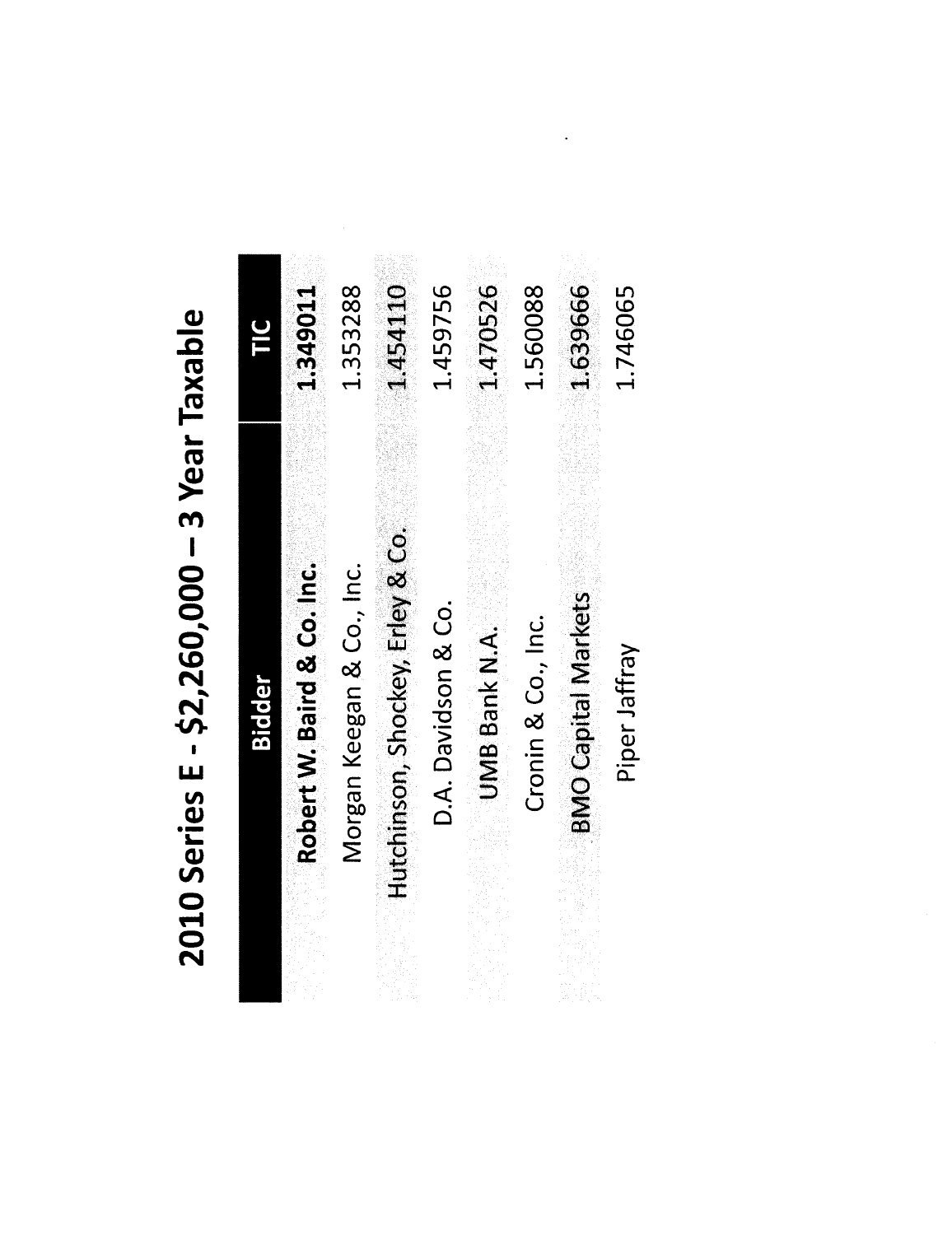# 2010 Series E - $2,260,000 – 3 Year Taxable

| Bidder | TIC |
|---|---|
| **Robert W. Baird & Co. Inc.** | **1.349011** |
| Morgan Keegan & Co., Inc. | 1.353288 |
| Hutchinson, Shockey, Erley & Co. | 1.454110 |
| D.A. Davidson & Co. | 1.459756 |
| UMB Bank N.A. | 1.470526 |
| Cronin & Co., Inc. | 1.560088 |
| BMO Capital Markets | 1.639666 |
| Piper Jaffray | 1.746065 |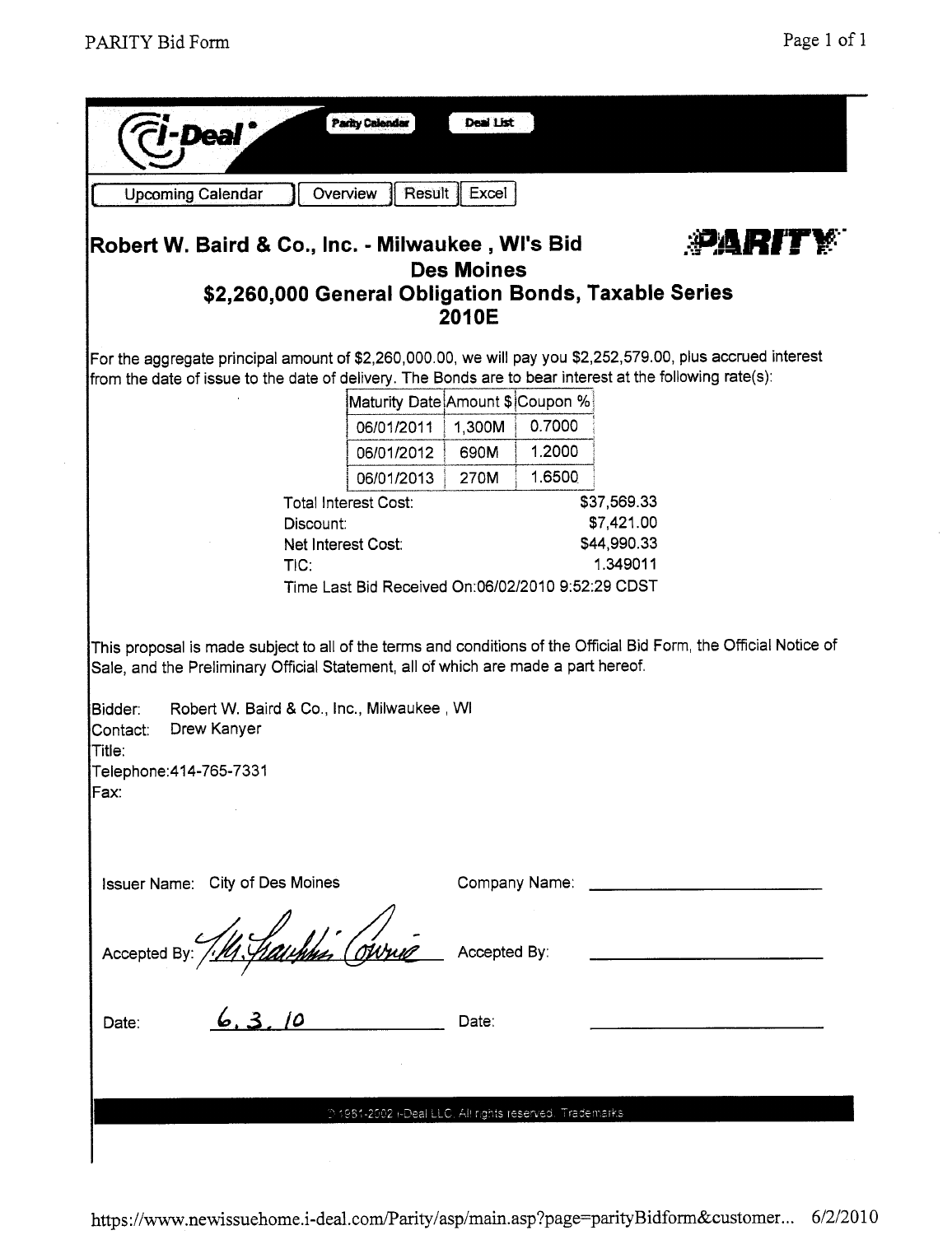Upcoming Calendar | Overview | Result | Excel

## Robert W. Baird & Co., Inc. - Milwaukee , WI's Bid

**PARITY**

### Des Moines
### $2,260,000 General Obligation Bonds, Taxable Series 2010E

For the aggregate principal amount of $2,260,000.00, we will pay you $2,252,579.00, plus accrued interest from the date of issue to the date of delivery. The Bonds are to bear interest at the following rate(s):

| Maturity Date | Amount $ | Coupon % |
|---|---|---|
| 06/01/2011 | 1,300M | 0.7000 |
| 06/01/2012 | 690M | 1.2000 |
| 06/01/2013 | 270M | 1.6500 |

| | |
|---|---|
| Total Interest Cost: | $37,569.33 |
| Discount: | $7,421.00 |
| Net Interest Cost: | $44,990.33 |
| TIC: | 1.349011 |

Time Last Bid Received On:06/02/2010 9:52:29 CDST

This proposal is made subject to all of the terms and conditions of the Official Bid Form, the Official Notice of Sale, and the Preliminary Official Statement, all of which are made a part hereof.

Bidder: Robert W. Baird & Co., Inc., Milwaukee , WI
Contact: Drew Kanyer
Title:
Telephone:414-765-7331
Fax:

Issuer Name: City of Des Moines &nbsp;&nbsp;&nbsp;&nbsp; Company Name: ____________________

Accepted By: *[signature]* &nbsp;&nbsp;&nbsp;&nbsp; Accepted By: ____________________

Date: 6.3.10 &nbsp;&nbsp;&nbsp;&nbsp; Date: ____________________

© 1981-2002 i-Deal LLC. All rights reserved. Trademarks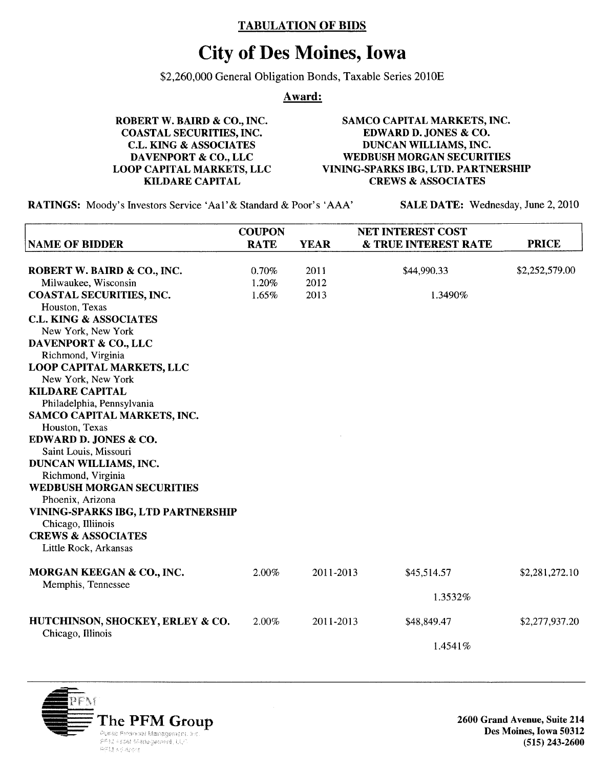**TABULATION OF BIDS**

# City of Des Moines, Iowa

$2,260,000 General Obligation Bonds, Taxable Series 2010E

**Award:**

**ROBERT W. BAIRD & CO., INC.**
**COASTAL SECURITIES, INC.**
**C.L. KING & ASSOCIATES**
**DAVENPORT & CO., LLC**
**LOOP CAPITAL MARKETS, LLC**
**KILDARE CAPITAL**
**SAMCO CAPITAL MARKETS, INC.**
**EDWARD D. JONES & CO.**
**DUNCAN WILLIAMS, INC.**
**WEDBUSH MORGAN SECURITIES**
**VINING-SPARKS IBG, LTD. PARTNERSHIP**
**CREWS & ASSOCIATES**

**RATINGS:** Moody's Investors Service 'Aa1' & Standard & Poor's 'AAA'

**SALE DATE:** Wednesday, June 2, 2010

| NAME OF BIDDER | COUPON RATE | YEAR | NET INTEREST COST & TRUE INTEREST RATE | PRICE |
|---|---|---|---|---|
| **ROBERT W. BAIRD & CO., INC.** | 0.70% | 2011 | $44,990.33 | $2,252,579.00 |
| Milwaukee, Wisconsin | 1.20% | 2012 | | |
| **COASTAL SECURITIES, INC.** | 1.65% | 2013 | 1.3490% | |
| Houston, Texas | | | | |
| **C.L. KING & ASSOCIATES** | | | | |
| New York, New York | | | | |
| **DAVENPORT & CO., LLC** | | | | |
| Richmond, Virginia | | | | |
| **LOOP CAPITAL MARKETS, LLC** | | | | |
| New York, New York | | | | |
| **KILDARE CAPITAL** | | | | |
| Philadelphia, Pennsylvania | | | | |
| **SAMCO CAPITAL MARKETS, INC.** | | | | |
| Houston, Texas | | | | |
| **EDWARD D. JONES & CO.** | | | | |
| Saint Louis, Missouri | | | | |
| **DUNCAN WILLIAMS, INC.** | | | | |
| Richmond, Virginia | | | | |
| **WEDBUSH MORGAN SECURITIES** | | | | |
| Phoenix, Arizona | | | | |
| **VINING-SPARKS IBG, LTD PARTNERSHIP** | | | | |
| Chicago, Illiinois | | | | |
| **CREWS & ASSOCIATES** | | | | |
| Little Rock, Arkansas | | | | |
| **MORGAN KEEGAN & CO., INC.** | 2.00% | 2011-2013 | $45,514.57 | $2,281,272.10 |
| Memphis, Tennessee | | | 1.3532% | |
| **HUTCHINSON, SHOCKEY, ERLEY & CO.** | 2.00% | 2011-2013 | $48,849.47 | $2,277,937.20 |
| Chicago, Illinois | | | 1.4541% | |

**The PFM Group**

Public Financial Management, Inc.
PFM Asset Management, LLC
PFM Advisors

**2600 Grand Avenue, Suite 214**
**Des Moines, Iowa 50312**
**(515) 243-2600**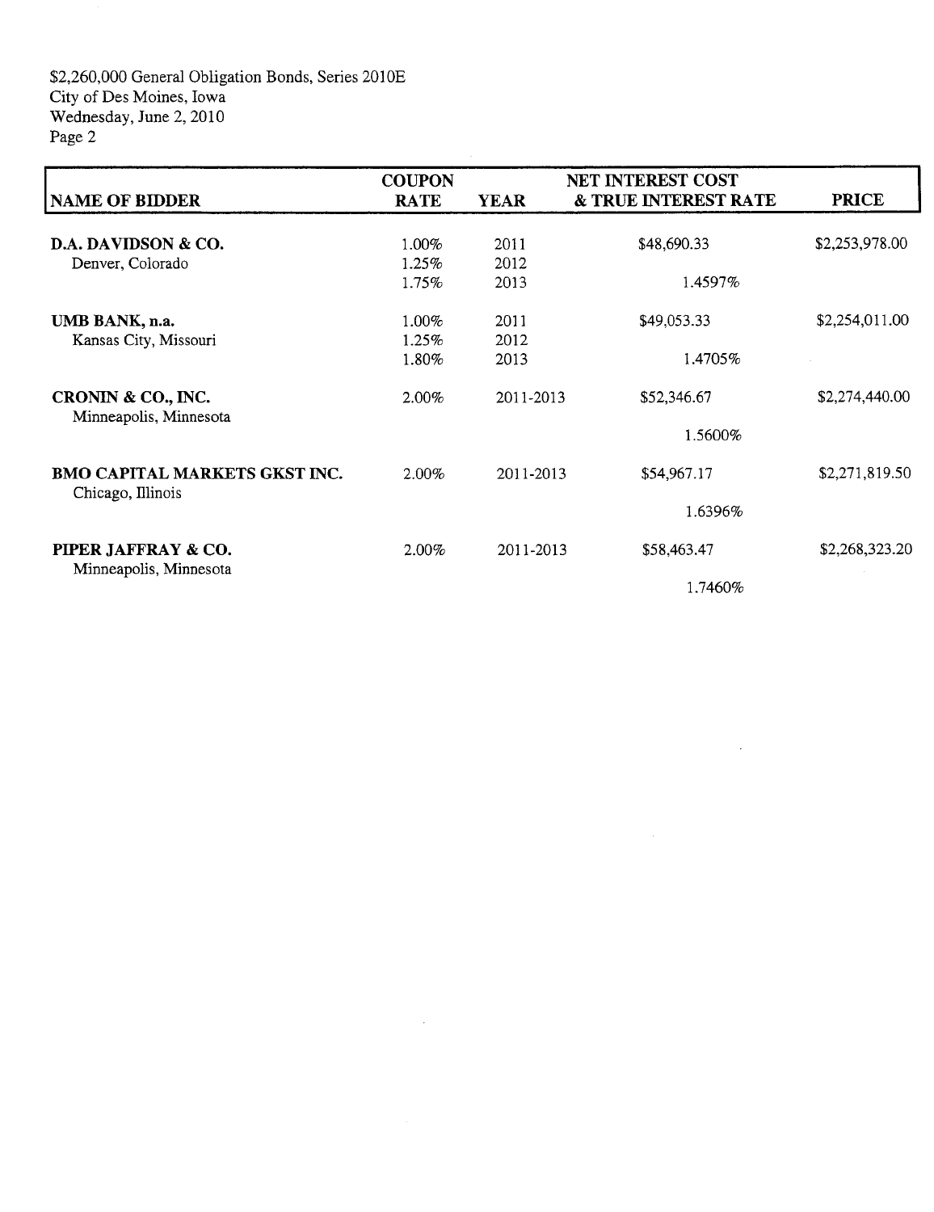$2,260,000 General Obligation Bonds, Series 2010E
City of Des Moines, Iowa
Wednesday, June 2, 2010

| NAME OF BIDDER | COUPON RATE | YEAR | NET INTEREST COST & TRUE INTEREST RATE | PRICE |
|---|---|---|---|---|
| **D.A. DAVIDSON & CO.** | 1.00% | 2011 | $48,690.33 | $2,253,978.00 |
| Denver, Colorado | 1.25% | 2012 | | |
| | 1.75% | 2013 | 1.4597% | |
| **UMB BANK, n.a.** | 1.00% | 2011 | $49,053.33 | $2,254,011.00 |
| Kansas City, Missouri | 1.25% | 2012 | | |
| | 1.80% | 2013 | 1.4705% | |
| **CRONIN & CO., INC.** | 2.00% | 2011-2013 | $52,346.67 | $2,274,440.00 |
| Minneapolis, Minnesota | | | 1.5600% | |
| **BMO CAPITAL MARKETS GKST INC.** | 2.00% | 2011-2013 | $54,967.17 | $2,271,819.50 |
| Chicago, Illinois | | | 1.6396% | |
| **PIPER JAFFRAY & CO.** | 2.00% | 2011-2013 | $58,463.47 | $2,268,323.20 |
| Minneapolis, Minnesota | | | 1.7460% | |